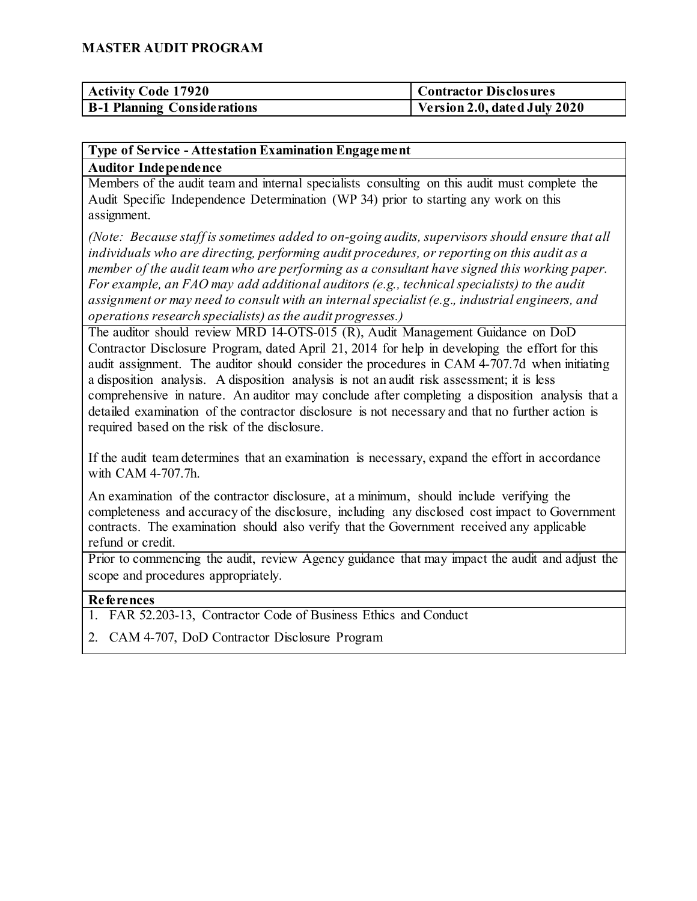# MASTER AUDIT PROGRAM

| Activity Code 17920 | Contractor Disclosures |
|---|---|
| B-1 Planning Considerations | Version 2.0, dated July 2020 |

**Type of Service - Attestation Examination Engagement**

**Auditor Independence**

Members of the audit team and internal specialists consulting on this audit must complete the Audit Specific Independence Determination (WP 34) prior to starting any work on this assignment.

*(Note: Because staff is sometimes added to on-going audits, supervisors should ensure that all individuals who are directing, performing audit procedures, or reporting on this audit as a member of the audit team who are performing as a consultant have signed this working paper. For example, an FAO may add additional auditors (e.g., technical specialists) to the audit assignment or may need to consult with an internal specialist (e.g., industrial engineers, and operations research specialists) as the audit progresses.)*

The auditor should review MRD 14-OTS-015 (R), Audit Management Guidance on DoD Contractor Disclosure Program, dated April 21, 2014 for help in developing the effort for this audit assignment. The auditor should consider the procedures in CAM 4-707.7d when initiating a disposition analysis. A disposition analysis is not an audit risk assessment; it is less comprehensive in nature. An auditor may conclude after completing a disposition analysis that a detailed examination of the contractor disclosure is not necessary and that no further action is required based on the risk of the disclosure.

If the audit team determines that an examination is necessary, expand the effort in accordance with CAM 4-707.7h.

An examination of the contractor disclosure, at a minimum, should include verifying the completeness and accuracy of the disclosure, including any disclosed cost impact to Government contracts. The examination should also verify that the Government received any applicable refund or credit.

Prior to commencing the audit, review Agency guidance that may impact the audit and adjust the scope and procedures appropriately.

**References**

1. FAR 52.203-13, Contractor Code of Business Ethics and Conduct
2. CAM 4-707, DoD Contractor Disclosure Program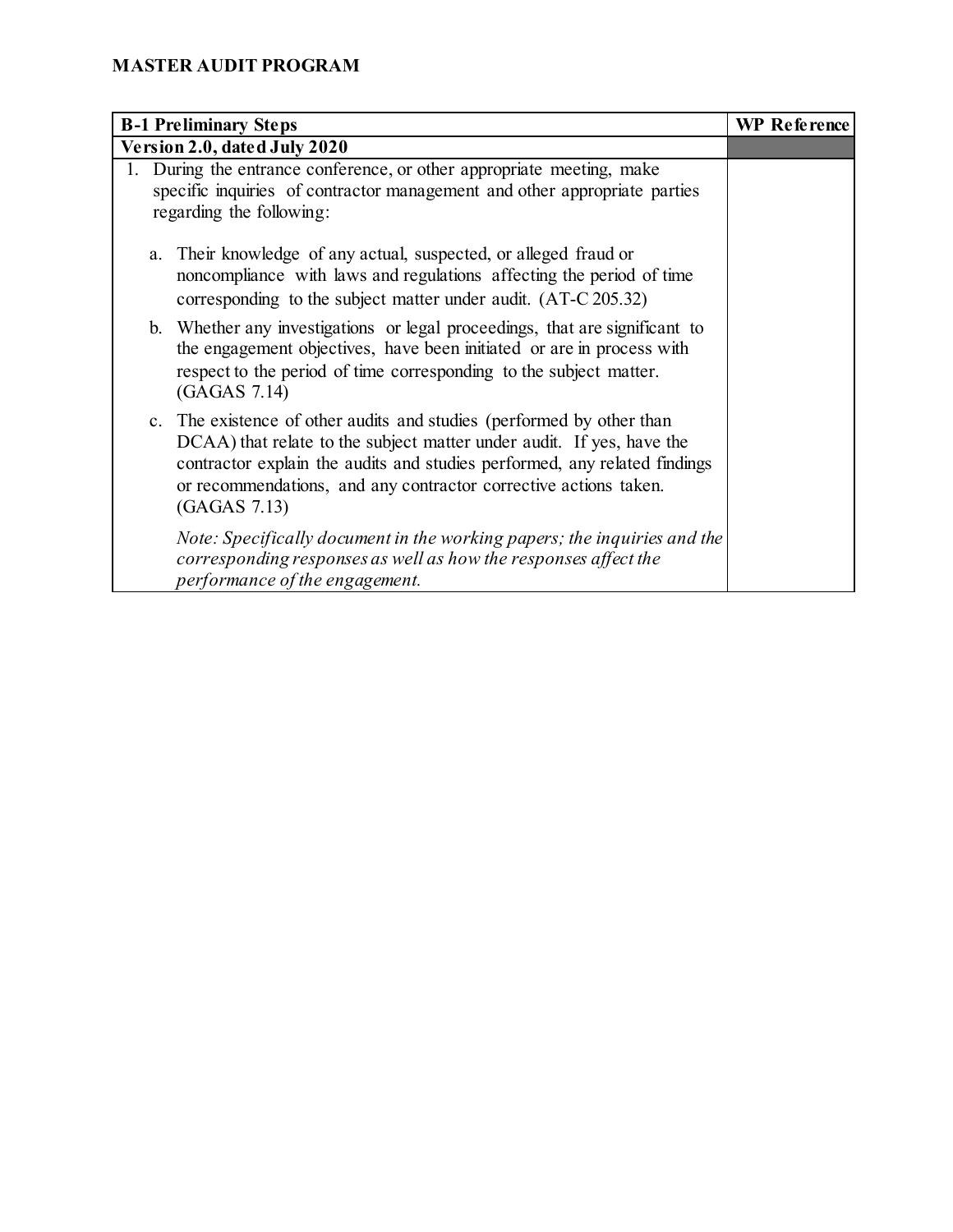## MASTER AUDIT PROGRAM

| **B-1 Preliminary Steps** | **WP Reference** |
|---|---|
| **Version 2.0, dated July 2020** | |
| 1. During the entrance conference, or other appropriate meeting, make specific inquiries of contractor management and other appropriate parties regarding the following:<br><br>a. Their knowledge of any actual, suspected, or alleged fraud or noncompliance with laws and regulations affecting the period of time corresponding to the subject matter under audit. (AT-C 205.32)<br><br>b. Whether any investigations or legal proceedings, that are significant to the engagement objectives, have been initiated or are in process with respect to the period of time corresponding to the subject matter. (GAGAS 7.14)<br><br>c. The existence of other audits and studies (performed by other than DCAA) that relate to the subject matter under audit. If yes, have the contractor explain the audits and studies performed, any related findings or recommendations, and any contractor corrective actions taken. (GAGAS 7.13)<br><br>*Note: Specifically document in the working papers; the inquiries and the corresponding responses as well as how the responses affect the performance of the engagement.* | |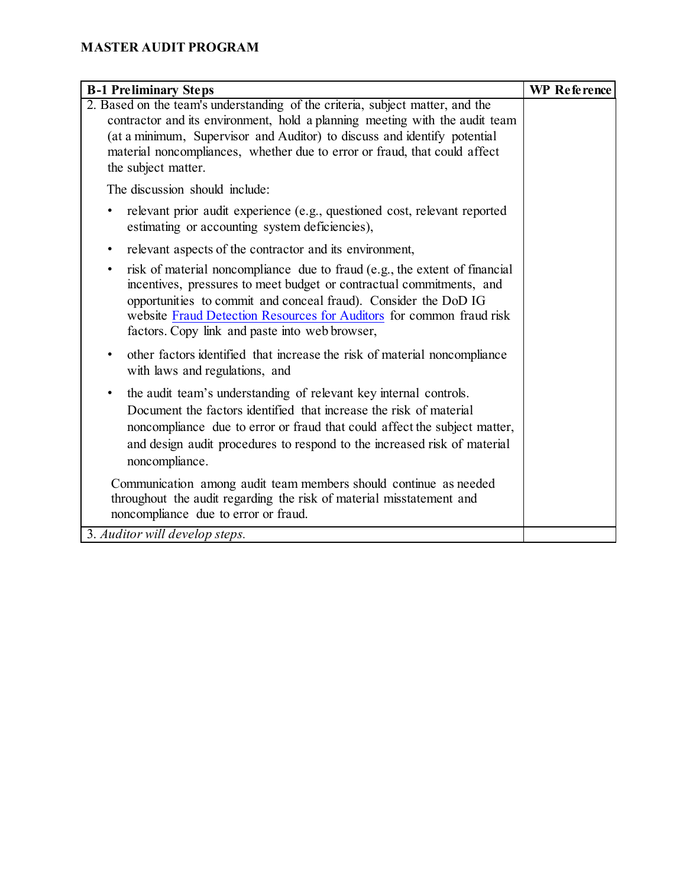**MASTER AUDIT PROGRAM**

| **B-1 Preliminary Steps** | **WP Reference** |
|---|---|
| 2. Based on the team's understanding of the criteria, subject matter, and the contractor and its environment, hold a planning meeting with the audit team (at a minimum, Supervisor and Auditor) to discuss and identify potential material noncompliances, whether due to error or fraud, that could affect the subject matter.<br><br>The discussion should include:<br><br>• relevant prior audit experience (e.g., questioned cost, relevant reported estimating or accounting system deficiencies),<br><br>• relevant aspects of the contractor and its environment,<br><br>• risk of material noncompliance due to fraud (e.g., the extent of financial incentives, pressures to meet budget or contractual commitments, and opportunities to commit and conceal fraud). Consider the DoD IG website Fraud Detection Resources for Auditors for common fraud risk factors. Copy link and paste into web browser,<br><br>• other factors identified that increase the risk of material noncompliance with laws and regulations, and<br><br>• the audit team's understanding of relevant key internal controls. Document the factors identified that increase the risk of material noncompliance due to error or fraud that could affect the subject matter, and design audit procedures to respond to the increased risk of material noncompliance.<br><br>Communication among audit team members should continue as needed throughout the audit regarding the risk of material misstatement and noncompliance due to error or fraud. | |
| 3. *Auditor will develop steps.* | |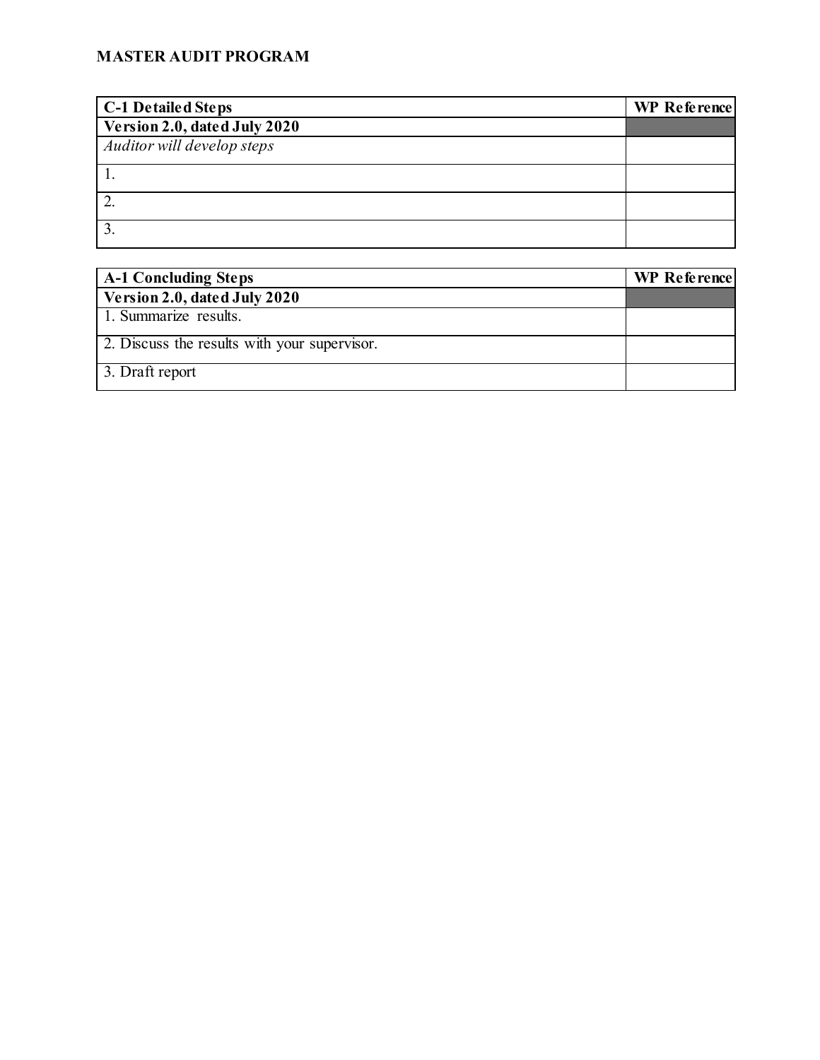**MASTER AUDIT PROGRAM**

| **C-1 Detailed Steps** | **WP Reference** |
|---|---|
| **Version 2.0, dated July 2020** | |
| *Auditor will develop steps* | |
| 1. | |
| 2. | |
| 3. | |

| **A-1 Concluding Steps** | **WP Reference** |
|---|---|
| **Version 2.0, dated July 2020** | |
| 1. Summarize results. | |
| 2. Discuss the results with your supervisor. | |
| 3. Draft report | |